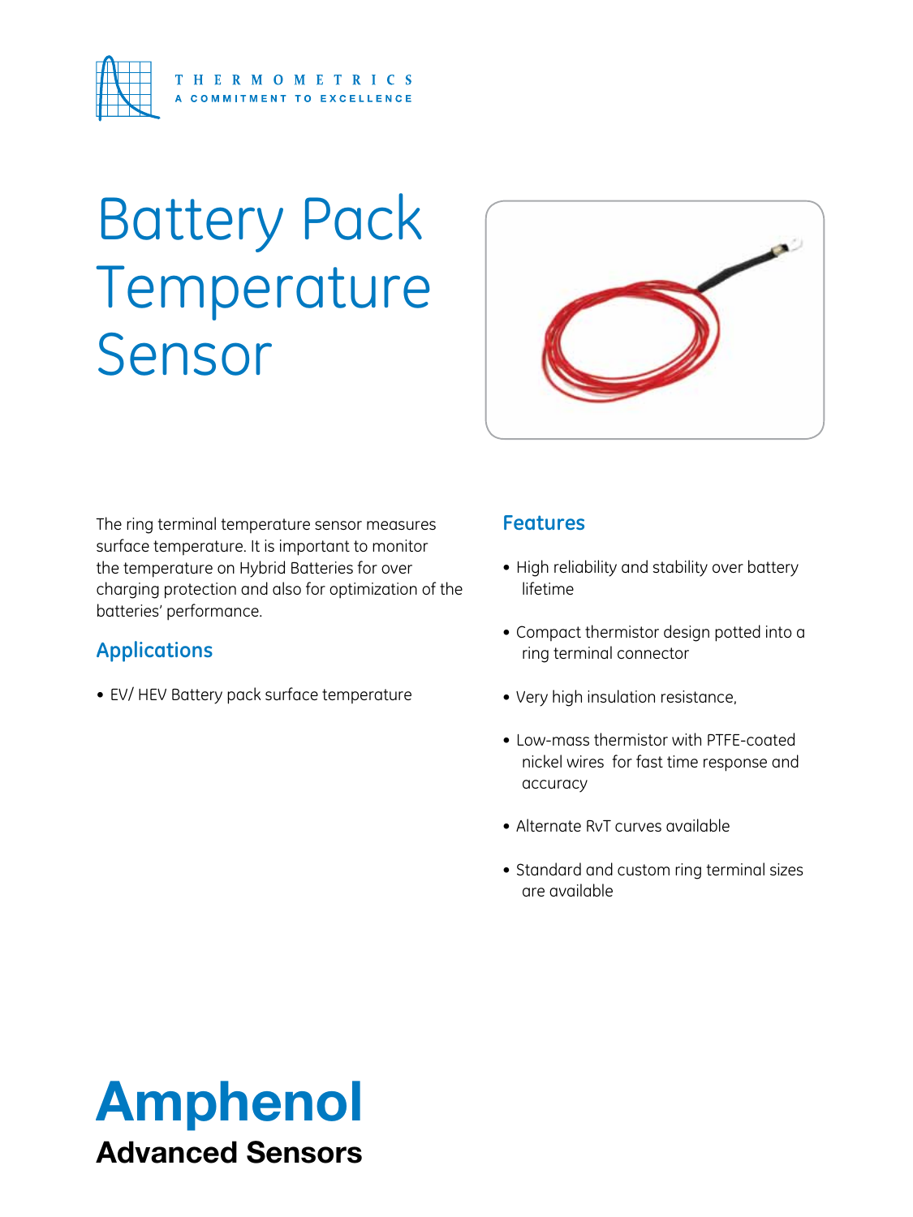THERMOMETRICS

A COMMITMENT TO EXCELLENCE

# Battery Pack Temperature Sensor

The ring terminal temperature sensor measures surface temperature. It is important to monitor the temperature on Hybrid Batteries for over charging protection and also for optimization of the batteries' performance.

## Applications

- EV/ HEV Battery pack surface temperature

## Features

- High reliability and stability over battery lifetime
- Compact thermistor design potted into a ring terminal connector
- Very high insulation resistance,
- Low-mass thermistor with PTFE-coated nickel wires for fast time response and accuracy
- Alternate RvT curves available
- Standard and custom ring terminal sizes are available

**Amphenol**

**Advanced Sensors**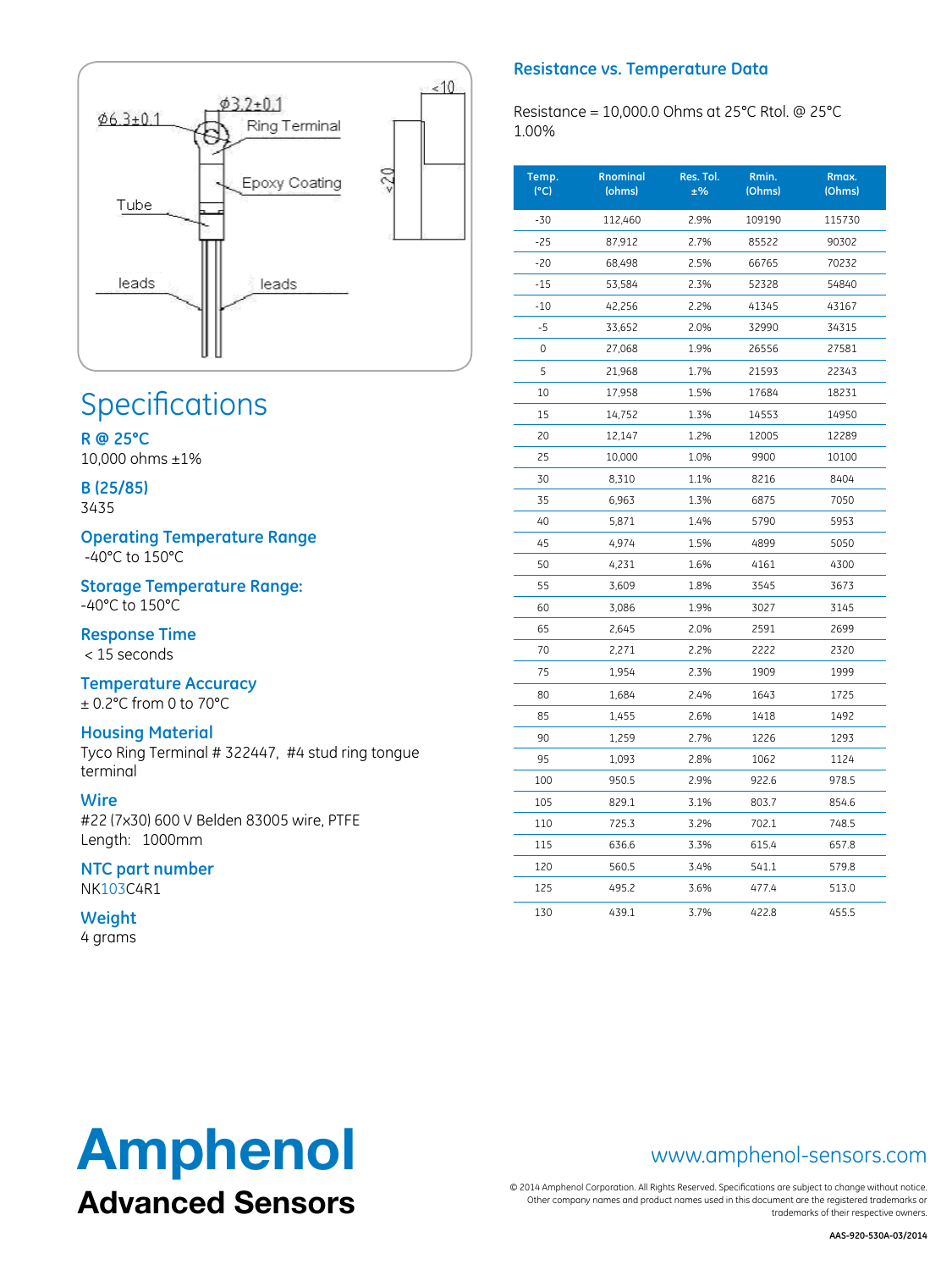Ø6.3±0.1

Ø3.2±0.1

Ring Terminal

Epoxy Coating

Tube

leads

leads

≤10

≤20

## Specifications

**R @ 25°C**
10,000 ohms ±1%

**B (25/85)**
3435

**Operating Temperature Range**
-40°C to 150°C

**Storage Temperature Range:**
-40°C to 150°C

**Response Time**
< 15 seconds

**Temperature Accuracy**
± 0.2°C from 0 to 70°C

**Housing Material**
Tyco Ring Terminal # 322447, #4 stud ring tongue terminal

**Wire**
#22 (7x30) 600 V Belden 83005 wire, PTFE
Length: 1000mm

**NTC part number**
NK103C4R1

**Weight**
4 grams

## Resistance vs. Temperature Data

Resistance = 10,000.0 Ohms at 25°C Rtol. @ 25°C 1.00%

| Temp. (°C) | Rnominal (ohms) | Res. Tol. ±% | Rmin. (Ohms) | Rmax. (Ohms) |
|---|---|---|---|---|
| -30 | 112,460 | 2.9% | 109190 | 115730 |
| -25 | 87,912 | 2.7% | 85522 | 90302 |
| -20 | 68,498 | 2.5% | 66765 | 70232 |
| -15 | 53,584 | 2.3% | 52328 | 54840 |
| -10 | 42,256 | 2.2% | 41345 | 43167 |
| -5 | 33,652 | 2.0% | 32990 | 34315 |
| 0 | 27,068 | 1.9% | 26556 | 27581 |
| 5 | 21,968 | 1.7% | 21593 | 22343 |
| 10 | 17,958 | 1.5% | 17684 | 18231 |
| 15 | 14,752 | 1.3% | 14553 | 14950 |
| 20 | 12,147 | 1.2% | 12005 | 12289 |
| 25 | 10,000 | 1.0% | 9900 | 10100 |
| 30 | 8,310 | 1.1% | 8216 | 8404 |
| 35 | 6,963 | 1.3% | 6875 | 7050 |
| 40 | 5,871 | 1.4% | 5790 | 5953 |
| 45 | 4,974 | 1.5% | 4899 | 5050 |
| 50 | 4,231 | 1.6% | 4161 | 4300 |
| 55 | 3,609 | 1.8% | 3545 | 3673 |
| 60 | 3,086 | 1.9% | 3027 | 3145 |
| 65 | 2,645 | 2.0% | 2591 | 2699 |
| 70 | 2,271 | 2.2% | 2222 | 2320 |
| 75 | 1,954 | 2.3% | 1909 | 1999 |
| 80 | 1,684 | 2.4% | 1643 | 1725 |
| 85 | 1,455 | 2.6% | 1418 | 1492 |
| 90 | 1,259 | 2.7% | 1226 | 1293 |
| 95 | 1,093 | 2.8% | 1062 | 1124 |
| 100 | 950.5 | 2.9% | 922.6 | 978.5 |
| 105 | 829.1 | 3.1% | 803.7 | 854.6 |
| 110 | 725.3 | 3.2% | 702.1 | 748.5 |
| 115 | 636.6 | 3.3% | 615.4 | 657.8 |
| 120 | 560.5 | 3.4% | 541.1 | 579.8 |
| 125 | 495.2 | 3.6% | 477.4 | 513.0 |
| 130 | 439.1 | 3.7% | 422.8 | 455.5 |

**Amphenol**
**Advanced Sensors**

www.amphenol-sensors.com

© 2014 Amphenol Corporation. All Rights Reserved. Specifications are subject to change without notice. Other company names and product names used in this document are the registered trademarks or trademarks of their respective owners.

AAS-920-530A-03/2014